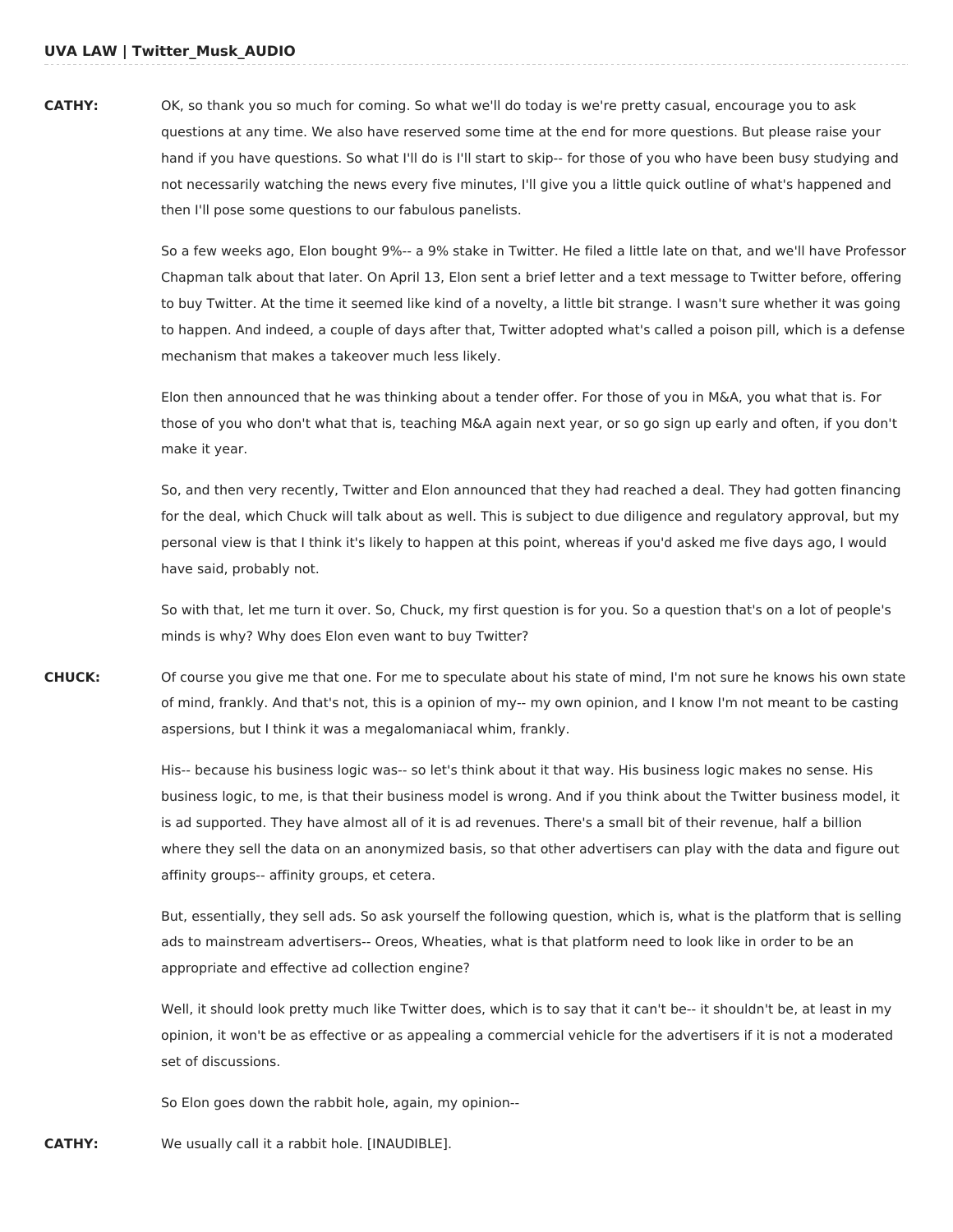**CATHY:** OK, so thank you so much for coming. So what we'll do today is we're pretty casual, encourage you to ask questions at any time. We also have reserved some time at the end for more questions. But please raise your hand if you have questions. So what I'll do is I'll start to skip-- for those of you who have been busy studying and not necessarily watching the news every five minutes, I'll give you a little quick outline of what's happened and then I'll pose some questions to our fabulous panelists.

So a few weeks ago, Elon bought 9%-- a 9% stake in Twitter. He filed a little late on that, and we'll have Professor Chapman talk about that later. On April 13, Elon sent a brief letter and a text message to Twitter before, offering to buy Twitter. At the time it seemed like kind of a novelty, a little bit strange. I wasn't sure whether it was going to happen. And indeed, a couple of days after that, Twitter adopted what's called a poison pill, which is a defense mechanism that makes a takeover much less likely.

Elon then announced that he was thinking about a tender offer. For those of you in M&A, you what that is. For those of you who don't what that is, teaching M&A again next year, or so go sign up early and often, if you don't make it year.

So, and then very recently, Twitter and Elon announced that they had reached a deal. They had gotten financing for the deal, which Chuck will talk about as well. This is subject to due diligence and regulatory approval, but my personal view is that I think it's likely to happen at this point, whereas if you'd asked me five days ago, I would have said, probably not.

So with that, let me turn it over. So, Chuck, my first question is for you. So a question that's on a lot of people's minds is why? Why does Elon even want to buy Twitter?

**CHUCK:** Of course you give me that one. For me to speculate about his state of mind, I'm not sure he knows his own state of mind, frankly. And that's not, this is a opinion of my-- my own opinion, and I know I'm not meant to be casting aspersions, but I think it was a megalomaniacal whim, frankly.

His-- because his business logic was-- so let's think about it that way. His business logic makes no sense. His business logic, to me, is that their business model is wrong. And if you think about the Twitter business model, it is ad supported. They have almost all of it is ad revenues. There's a small bit of their revenue, half a billion where they sell the data on an anonymized basis, so that other advertisers can play with the data and figure out affinity groups-- affinity groups, et cetera.

But, essentially, they sell ads. So ask yourself the following question, which is, what is the platform that is selling ads to mainstream advertisers-- Oreos, Wheaties, what is that platform need to look like in order to be an appropriate and effective ad collection engine?

Well, it should look pretty much like Twitter does, which is to say that it can't be-- it shouldn't be, at least in my opinion, it won't be as effective or as appealing a commercial vehicle for the advertisers if it is not a moderated set of discussions.

So Elon goes down the rabbit hole, again, my opinion--

**CATHY:** We usually call it a rabbit hole. [INAUDIBLE].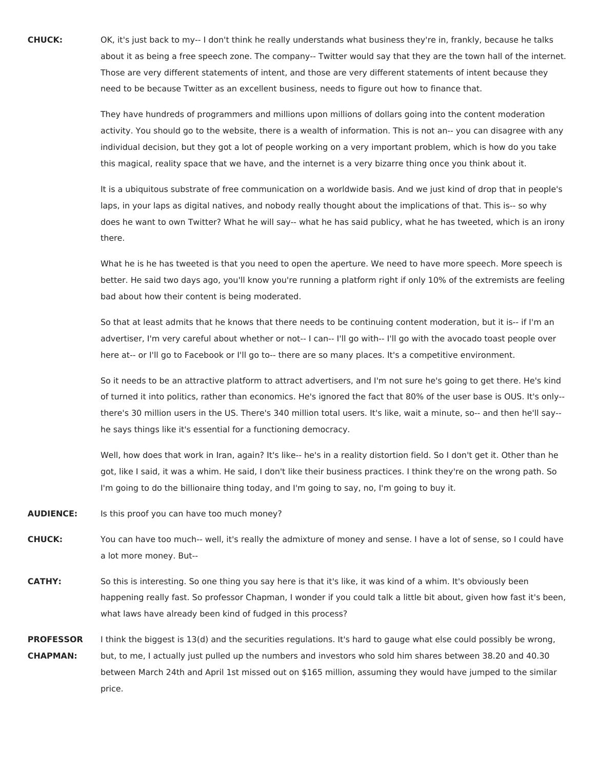**CHUCK:** OK, it's just back to my-- I don't think he really understands what business they're in, frankly, because he talks about it as being a free speech zone. The company-- Twitter would say that they are the town hall of the internet. Those are very different statements of intent, and those are very different statements of intent because they need to be because Twitter as an excellent business, needs to figure out how to finance that.

They have hundreds of programmers and millions upon millions of dollars going into the content moderation activity. You should go to the website, there is a wealth of information. This is not an-- you can disagree with any individual decision, but they got a lot of people working on a very important problem, which is how do you take this magical, reality space that we have, and the internet is a very bizarre thing once you think about it.

It is a ubiquitous substrate of free communication on a worldwide basis. And we just kind of drop that in people's laps, in your laps as digital natives, and nobody really thought about the implications of that. This is-- so why does he want to own Twitter? What he will say-- what he has said publicy, what he has tweeted, which is an irony there.

What he is he has tweeted is that you need to open the aperture. We need to have more speech. More speech is better. He said two days ago, you'll know you're running a platform right if only 10% of the extremists are feeling bad about how their content is being moderated.

So that at least admits that he knows that there needs to be continuing content moderation, but it is-- if I'm an advertiser, I'm very careful about whether or not-- I can-- I'll go with-- I'll go with the avocado toast people over here at-- or I'll go to Facebook or I'll go to-- there are so many places. It's a competitive environment.

So it needs to be an attractive platform to attract advertisers, and I'm not sure he's going to get there. He's kind of turned it into politics, rather than economics. He's ignored the fact that 80% of the user base is OUS. It's only-- there's 30 million users in the US. There's 340 million total users. It's like, wait a minute, so-- and then he'll say-- he says things like it's essential for a functioning democracy.

Well, how does that work in Iran, again? It's like-- he's in a reality distortion field. So I don't get it. Other than he got, like I said, it was a whim. He said, I don't like their business practices. I think they're on the wrong path. So I'm going to do the billionaire thing today, and I'm going to say, no, I'm going to buy it.

**AUDIENCE:** Is this proof you can have too much money?

**CHUCK:** You can have too much-- well, it's really the admixture of money and sense. I have a lot of sense, so I could have a lot more money. But--

**CATHY:** So this is interesting. So one thing you say here is that it's like, it was kind of a whim. It's obviously been happening really fast. So professor Chapman, I wonder if you could talk a little bit about, given how fast it's been, what laws have already been kind of fudged in this process?

**PROFESSOR CHAPMAN:** I think the biggest is 13(d) and the securities regulations. It's hard to gauge what else could possibly be wrong, but, to me, I actually just pulled up the numbers and investors who sold him shares between 38.20 and 40.30 between March 24th and April 1st missed out on $165 million, assuming they would have jumped to the similar price.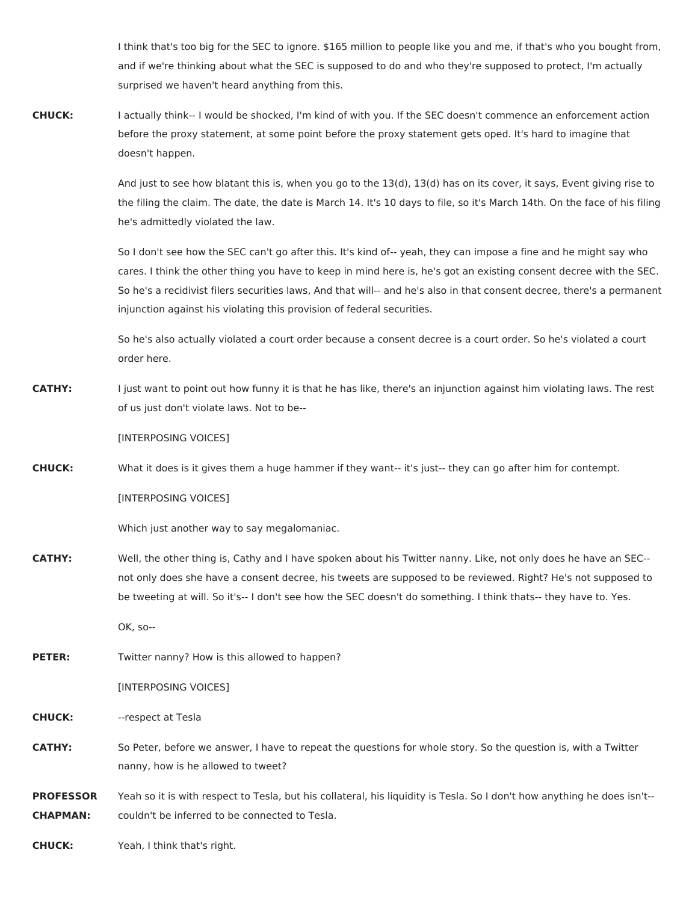I think that's too big for the SEC to ignore. $165 million to people like you and me, if that's who you bought from, and if we're thinking about what the SEC is supposed to do and who they're supposed to protect, I'm actually surprised we haven't heard anything from this.

**CHUCK:** I actually think-- I would be shocked, I'm kind of with you. If the SEC doesn't commence an enforcement action before the proxy statement, at some point before the proxy statement gets oped. It's hard to imagine that doesn't happen.

And just to see how blatant this is, when you go to the 13(d), 13(d) has on its cover, it says, Event giving rise to the filing the claim. The date, the date is March 14. It's 10 days to file, so it's March 14th. On the face of his filing he's admittedly violated the law.

So I don't see how the SEC can't go after this. It's kind of-- yeah, they can impose a fine and he might say who cares. I think the other thing you have to keep in mind here is, he's got an existing consent decree with the SEC. So he's a recidivist filers securities laws, And that will-- and he's also in that consent decree, there's a permanent injunction against his violating this provision of federal securities.

So he's also actually violated a court order because a consent decree is a court order. So he's violated a court order here.

**CATHY:** I just want to point out how funny it is that he has like, there's an injunction against him violating laws. The rest of us just don't violate laws. Not to be--

[INTERPOSING VOICES]

**CHUCK:** What it does is it gives them a huge hammer if they want-- it's just-- they can go after him for contempt.

[INTERPOSING VOICES]

Which just another way to say megalomaniac.

**CATHY:** Well, the other thing is, Cathy and I have spoken about his Twitter nanny. Like, not only does he have an SEC-- not only does she have a consent decree, his tweets are supposed to be reviewed. Right? He's not supposed to be tweeting at will. So it's-- I don't see how the SEC doesn't do something. I think thats-- they have to. Yes.

OK, so--

**PETER:** Twitter nanny? How is this allowed to happen?

[INTERPOSING VOICES]

**CHUCK:** --respect at Tesla

**CATHY:** So Peter, before we answer, I have to repeat the questions for whole story. So the question is, with a Twitter nanny, how is he allowed to tweet?

**PROFESSOR CHAPMAN:** Yeah so it is with respect to Tesla, but his collateral, his liquidity is Tesla. So I don't how anything he does isn't-- couldn't be inferred to be connected to Tesla.

**CHUCK:** Yeah, I think that's right.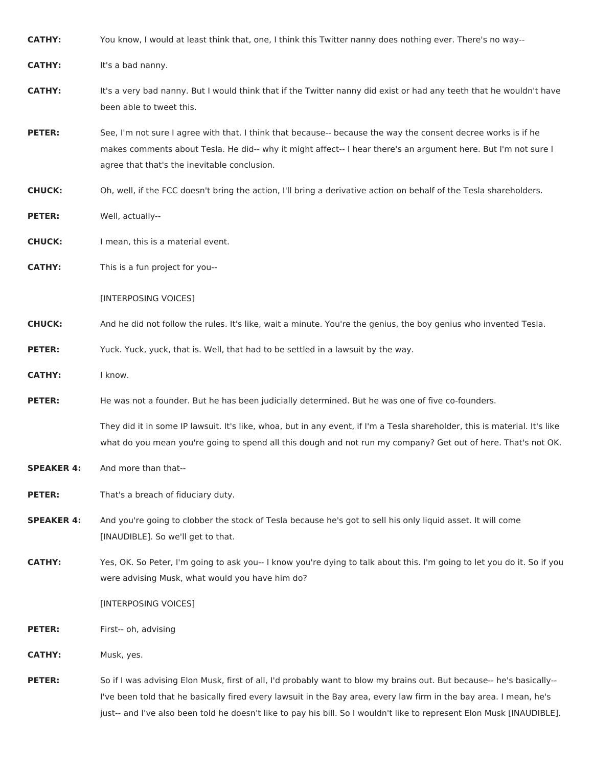**CATHY:** You know, I would at least think that, one, I think this Twitter nanny does nothing ever. There's no way--

**CATHY:** It's a bad nanny.

**CATHY:** It's a very bad nanny. But I would think that if the Twitter nanny did exist or had any teeth that he wouldn't have been able to tweet this.

**PETER:** See, I'm not sure I agree with that. I think that because-- because the way the consent decree works is if he makes comments about Tesla. He did-- why it might affect-- I hear there's an argument here. But I'm not sure I agree that that's the inevitable conclusion.

**CHUCK:** Oh, well, if the FCC doesn't bring the action, I'll bring a derivative action on behalf of the Tesla shareholders.

**PETER:** Well, actually--

**CHUCK:** I mean, this is a material event.

**CATHY:** This is a fun project for you--

[INTERPOSING VOICES]

**CHUCK:** And he did not follow the rules. It's like, wait a minute. You're the genius, the boy genius who invented Tesla.

**PETER:** Yuck. Yuck, yuck, that is. Well, that had to be settled in a lawsuit by the way.

**CATHY:** I know.

**PETER:** He was not a founder. But he has been judicially determined. But he was one of five co-founders.

They did it in some IP lawsuit. It's like, whoa, but in any event, if I'm a Tesla shareholder, this is material. It's like what do you mean you're going to spend all this dough and not run my company? Get out of here. That's not OK.

**SPEAKER 4:** And more than that--

**PETER:** That's a breach of fiduciary duty.

**SPEAKER 4:** And you're going to clobber the stock of Tesla because he's got to sell his only liquid asset. It will come [INAUDIBLE]. So we'll get to that.

**CATHY:** Yes, OK. So Peter, I'm going to ask you-- I know you're dying to talk about this. I'm going to let you do it. So if you were advising Musk, what would you have him do?

[INTERPOSING VOICES]

**PETER:** First-- oh, advising

**CATHY:** Musk, yes.

**PETER:** So if I was advising Elon Musk, first of all, I'd probably want to blow my brains out. But because-- he's basically-- I've been told that he basically fired every lawsuit in the Bay area, every law firm in the bay area. I mean, he's just-- and I've also been told he doesn't like to pay his bill. So I wouldn't like to represent Elon Musk [INAUDIBLE].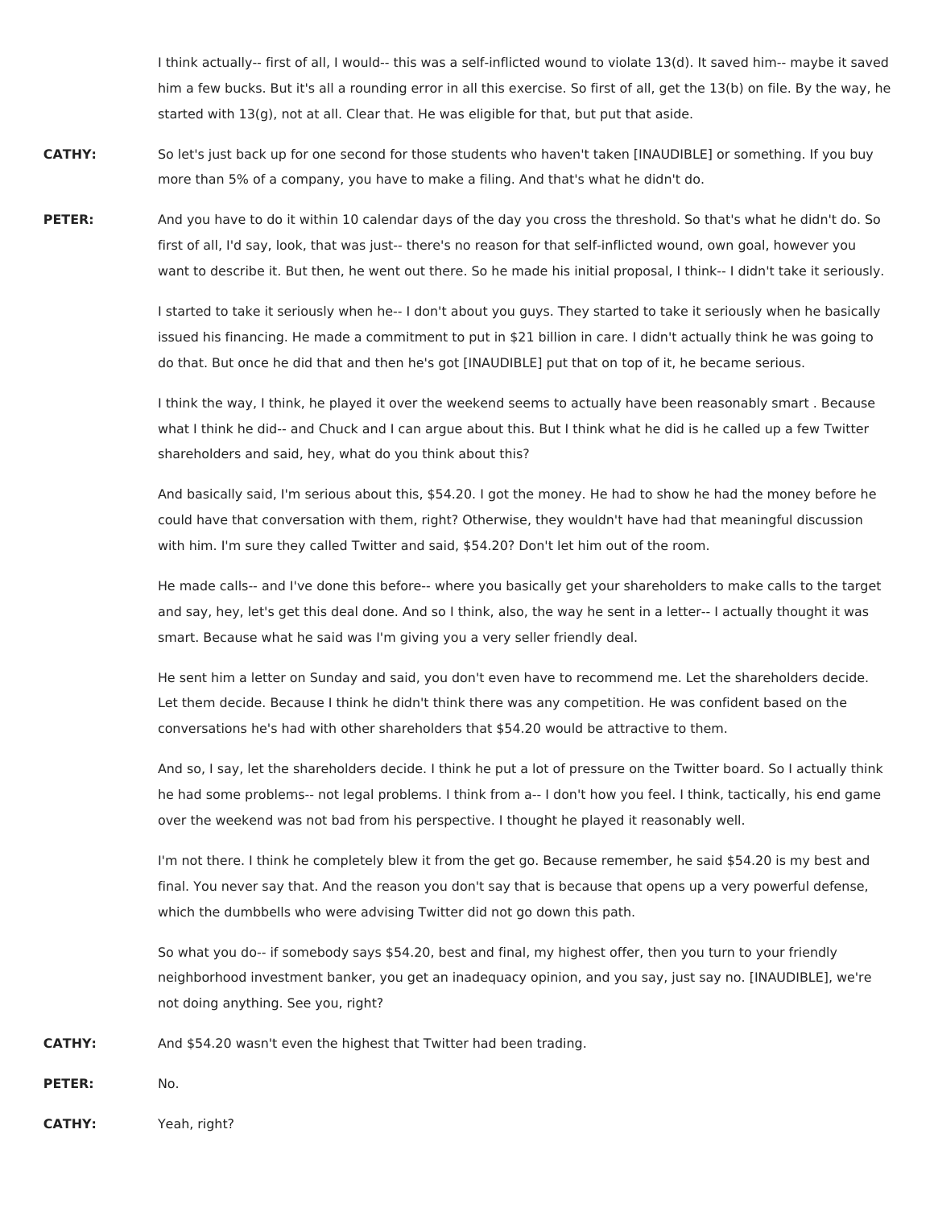I think actually-- first of all, I would-- this was a self-inflicted wound to violate 13(d). It saved him-- maybe it saved him a few bucks. But it's all a rounding error in all this exercise. So first of all, get the 13(b) on file. By the way, he started with 13(g), not at all. Clear that. He was eligible for that, but put that aside.

**CATHY:** So let's just back up for one second for those students who haven't taken [INAUDIBLE] or something. If you buy more than 5% of a company, you have to make a filing. And that's what he didn't do.

**PETER:** And you have to do it within 10 calendar days of the day you cross the threshold. So that's what he didn't do. So first of all, I'd say, look, that was just-- there's no reason for that self-inflicted wound, own goal, however you want to describe it. But then, he went out there. So he made his initial proposal, I think-- I didn't take it seriously.

I started to take it seriously when he-- I don't about you guys. They started to take it seriously when he basically issued his financing. He made a commitment to put in $21 billion in care. I didn't actually think he was going to do that. But once he did that and then he's got [INAUDIBLE] put that on top of it, he became serious.

I think the way, I think, he played it over the weekend seems to actually have been reasonably smart . Because what I think he did-- and Chuck and I can argue about this. But I think what he did is he called up a few Twitter shareholders and said, hey, what do you think about this?

And basically said, I'm serious about this, $54.20. I got the money. He had to show he had the money before he could have that conversation with them, right? Otherwise, they wouldn't have had that meaningful discussion with him. I'm sure they called Twitter and said, $54.20? Don't let him out of the room.

He made calls-- and I've done this before-- where you basically get your shareholders to make calls to the target and say, hey, let's get this deal done. And so I think, also, the way he sent in a letter-- I actually thought it was smart. Because what he said was I'm giving you a very seller friendly deal.

He sent him a letter on Sunday and said, you don't even have to recommend me. Let the shareholders decide. Let them decide. Because I think he didn't think there was any competition. He was confident based on the conversations he's had with other shareholders that $54.20 would be attractive to them.

And so, I say, let the shareholders decide. I think he put a lot of pressure on the Twitter board. So I actually think he had some problems-- not legal problems. I think from a-- I don't how you feel. I think, tactically, his end game over the weekend was not bad from his perspective. I thought he played it reasonably well.

I'm not there. I think he completely blew it from the get go. Because remember, he said $54.20 is my best and final. You never say that. And the reason you don't say that is because that opens up a very powerful defense, which the dumbbells who were advising Twitter did not go down this path.

So what you do-- if somebody says $54.20, best and final, my highest offer, then you turn to your friendly neighborhood investment banker, you get an inadequacy opinion, and you say, just say no. [INAUDIBLE], we're not doing anything. See you, right?

**CATHY:** And $54.20 wasn't even the highest that Twitter had been trading.

**PETER:** No.

**CATHY:** Yeah, right?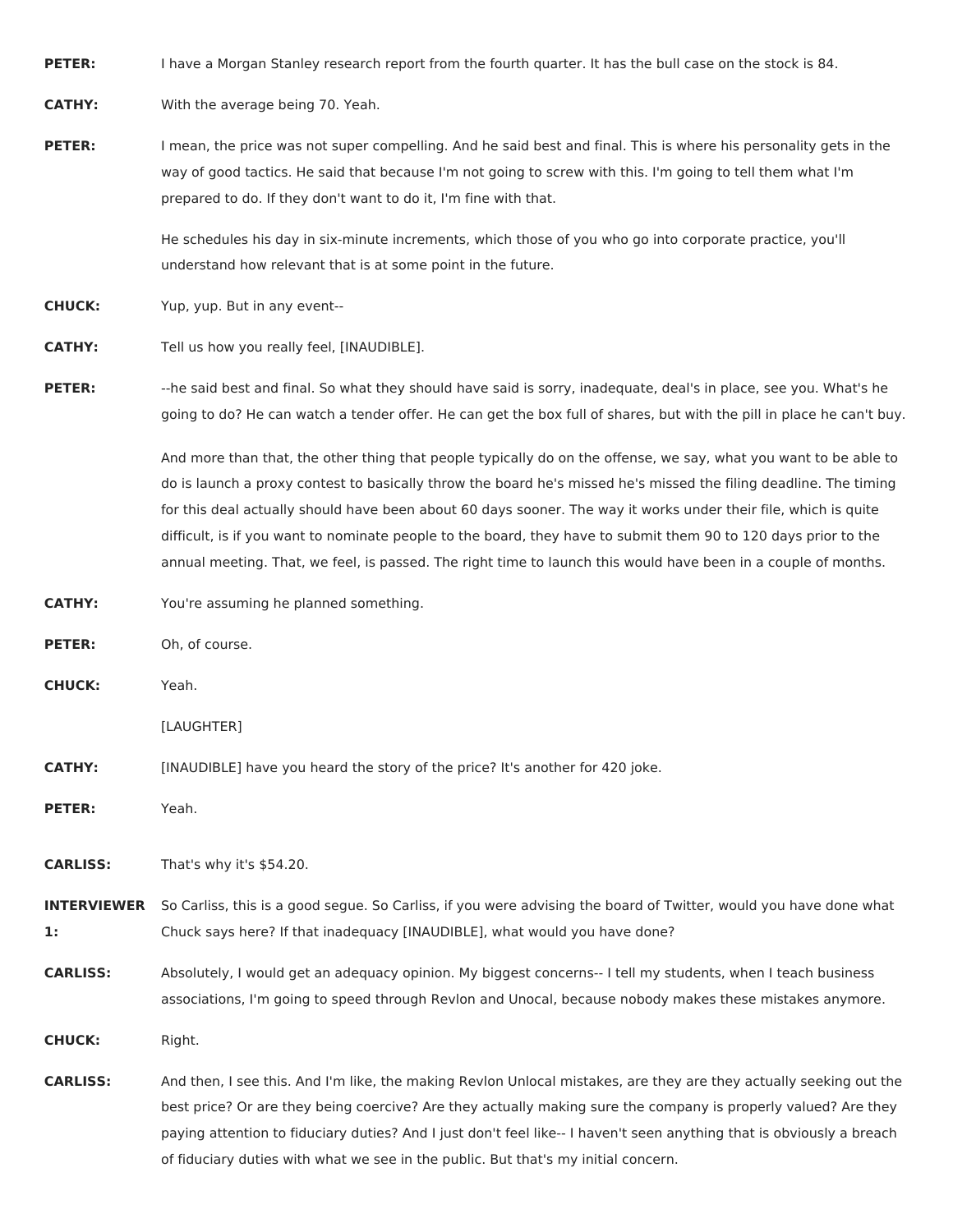**PETER:** I have a Morgan Stanley research report from the fourth quarter. It has the bull case on the stock is 84.

**CATHY:** With the average being 70. Yeah.

**PETER:** I mean, the price was not super compelling. And he said best and final. This is where his personality gets in the way of good tactics. He said that because I'm not going to screw with this. I'm going to tell them what I'm prepared to do. If they don't want to do it, I'm fine with that.

He schedules his day in six-minute increments, which those of you who go into corporate practice, you'll understand how relevant that is at some point in the future.

**CHUCK:** Yup, yup. But in any event--

**CATHY:** Tell us how you really feel, [INAUDIBLE].

**PETER:** --he said best and final. So what they should have said is sorry, inadequate, deal's in place, see you. What's he going to do? He can watch a tender offer. He can get the box full of shares, but with the pill in place he can't buy.

And more than that, the other thing that people typically do on the offense, we say, what you want to be able to do is launch a proxy contest to basically throw the board he's missed he's missed the filing deadline. The timing for this deal actually should have been about 60 days sooner. The way it works under their file, which is quite difficult, is if you want to nominate people to the board, they have to submit them 90 to 120 days prior to the annual meeting. That, we feel, is passed. The right time to launch this would have been in a couple of months.

**CATHY:** You're assuming he planned something.

**PETER:** Oh, of course.

**CHUCK:** Yeah.

[LAUGHTER]

**CATHY:** [INAUDIBLE] have you heard the story of the price? It's another for 420 joke.

**PETER:** Yeah.

**CARLISS:** That's why it's $54.20.

**INTERVIEWER 1:** So Carliss, this is a good segue. So Carliss, if you were advising the board of Twitter, would you have done what Chuck says here? If that inadequacy [INAUDIBLE], what would you have done?

**CARLISS:** Absolutely, I would get an adequacy opinion. My biggest concerns-- I tell my students, when I teach business associations, I'm going to speed through Revlon and Unocal, because nobody makes these mistakes anymore.

**CHUCK:** Right.

**CARLISS:** And then, I see this. And I'm like, the making Revlon Unlocal mistakes, are they are they actually seeking out the best price? Or are they being coercive? Are they actually making sure the company is properly valued? Are they paying attention to fiduciary duties? And I just don't feel like-- I haven't seen anything that is obviously a breach of fiduciary duties with what we see in the public. But that's my initial concern.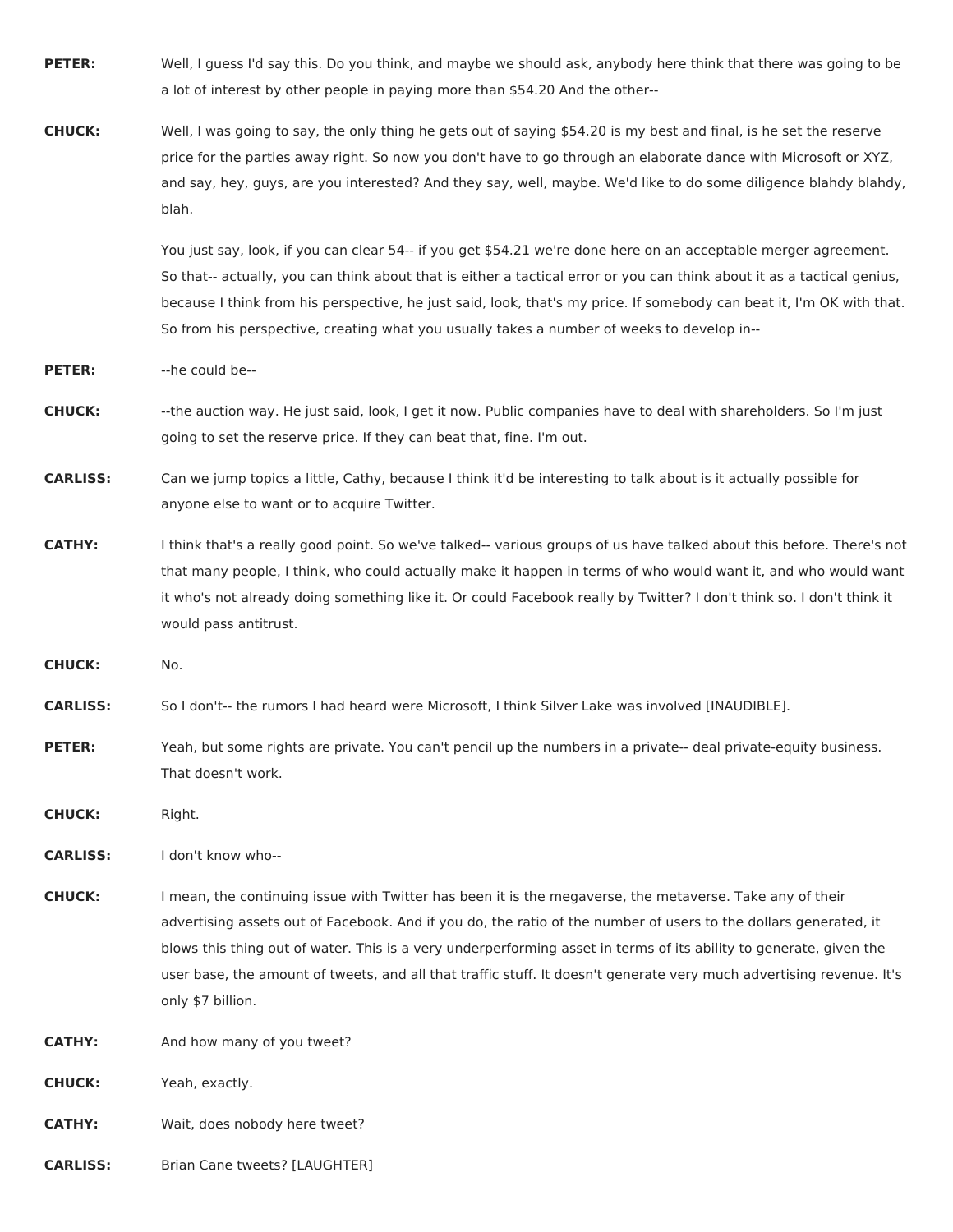**PETER:** Well, I guess I'd say this. Do you think, and maybe we should ask, anybody here think that there was going to be a lot of interest by other people in paying more than $54.20 And the other--

**CHUCK:** Well, I was going to say, the only thing he gets out of saying $54.20 is my best and final, is he set the reserve price for the parties away right. So now you don't have to go through an elaborate dance with Microsoft or XYZ, and say, hey, guys, are you interested? And they say, well, maybe. We'd like to do some diligence blahdy blahdy, blah.

You just say, look, if you can clear 54-- if you get $54.21 we're done here on an acceptable merger agreement. So that-- actually, you can think about that is either a tactical error or you can think about it as a tactical genius, because I think from his perspective, he just said, look, that's my price. If somebody can beat it, I'm OK with that. So from his perspective, creating what you usually takes a number of weeks to develop in--

**PETER:** --he could be--

**CHUCK:** --the auction way. He just said, look, I get it now. Public companies have to deal with shareholders. So I'm just going to set the reserve price. If they can beat that, fine. I'm out.

**CARLISS:** Can we jump topics a little, Cathy, because I think it'd be interesting to talk about is it actually possible for anyone else to want or to acquire Twitter.

**CATHY:** I think that's a really good point. So we've talked-- various groups of us have talked about this before. There's not that many people, I think, who could actually make it happen in terms of who would want it, and who would want it who's not already doing something like it. Or could Facebook really by Twitter? I don't think so. I don't think it would pass antitrust.

**CHUCK:** No.

**CARLISS:** So I don't-- the rumors I had heard were Microsoft, I think Silver Lake was involved [INAUDIBLE].

**PETER:** Yeah, but some rights are private. You can't pencil up the numbers in a private-- deal private-equity business. That doesn't work.

**CHUCK:** Right.

**CARLISS:** I don't know who--

**CHUCK:** I mean, the continuing issue with Twitter has been it is the megaverse, the metaverse. Take any of their advertising assets out of Facebook. And if you do, the ratio of the number of users to the dollars generated, it blows this thing out of water. This is a very underperforming asset in terms of its ability to generate, given the user base, the amount of tweets, and all that traffic stuff. It doesn't generate very much advertising revenue. It's only $7 billion.

**CATHY:** And how many of you tweet?

**CHUCK:** Yeah, exactly.

**CATHY:** Wait, does nobody here tweet?

**CARLISS:** Brian Cane tweets? [LAUGHTER]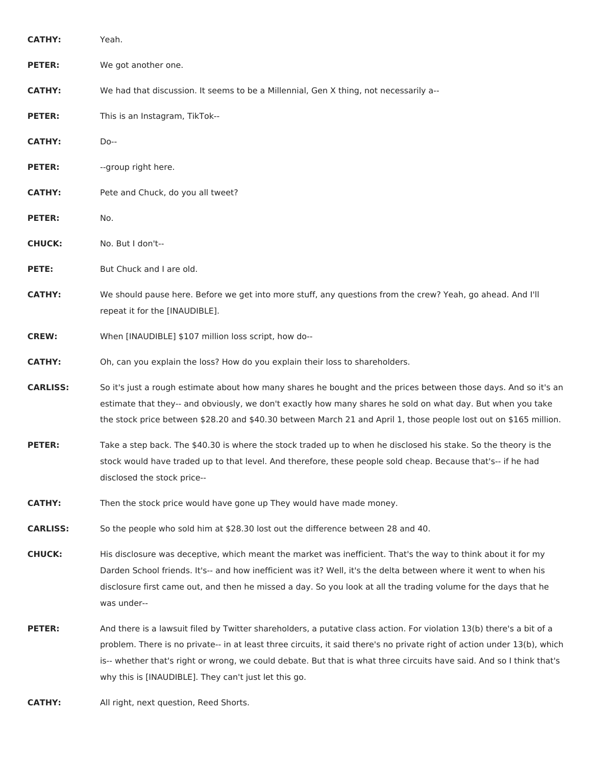**CATHY:** Yeah.

**PETER:** We got another one.

**CATHY:** We had that discussion. It seems to be a Millennial, Gen X thing, not necessarily a--

**PETER:** This is an Instagram, TikTok--

**CATHY:** Do--

**PETER:** --group right here.

**CATHY:** Pete and Chuck, do you all tweet?

**PETER:** No.

**CHUCK:** No. But I don't--

**PETE:** But Chuck and I are old.

**CATHY:** We should pause here. Before we get into more stuff, any questions from the crew? Yeah, go ahead. And I'll repeat it for the [INAUDIBLE].

**CREW:** When [INAUDIBLE] $107 million loss script, how do--

**CATHY:** Oh, can you explain the loss? How do you explain their loss to shareholders.

**CARLISS:** So it's just a rough estimate about how many shares he bought and the prices between those days. And so it's an estimate that they-- and obviously, we don't exactly how many shares he sold on what day. But when you take the stock price between $28.20 and $40.30 between March 21 and April 1, those people lost out on $165 million.

**PETER:** Take a step back. The $40.30 is where the stock traded up to when he disclosed his stake. So the theory is the stock would have traded up to that level. And therefore, these people sold cheap. Because that's-- if he had disclosed the stock price--

**CATHY:** Then the stock price would have gone up They would have made money.

**CARLISS:** So the people who sold him at $28.30 lost out the difference between 28 and 40.

**CHUCK:** His disclosure was deceptive, which meant the market was inefficient. That's the way to think about it for my Darden School friends. It's-- and how inefficient was it? Well, it's the delta between where it went to when his disclosure first came out, and then he missed a day. So you look at all the trading volume for the days that he was under--

**PETER:** And there is a lawsuit filed by Twitter shareholders, a putative class action. For violation 13(b) there's a bit of a problem. There is no private-- in at least three circuits, it said there's no private right of action under 13(b), which is-- whether that's right or wrong, we could debate. But that is what three circuits have said. And so I think that's why this is [INAUDIBLE]. They can't just let this go.

**CATHY:** All right, next question, Reed Shorts.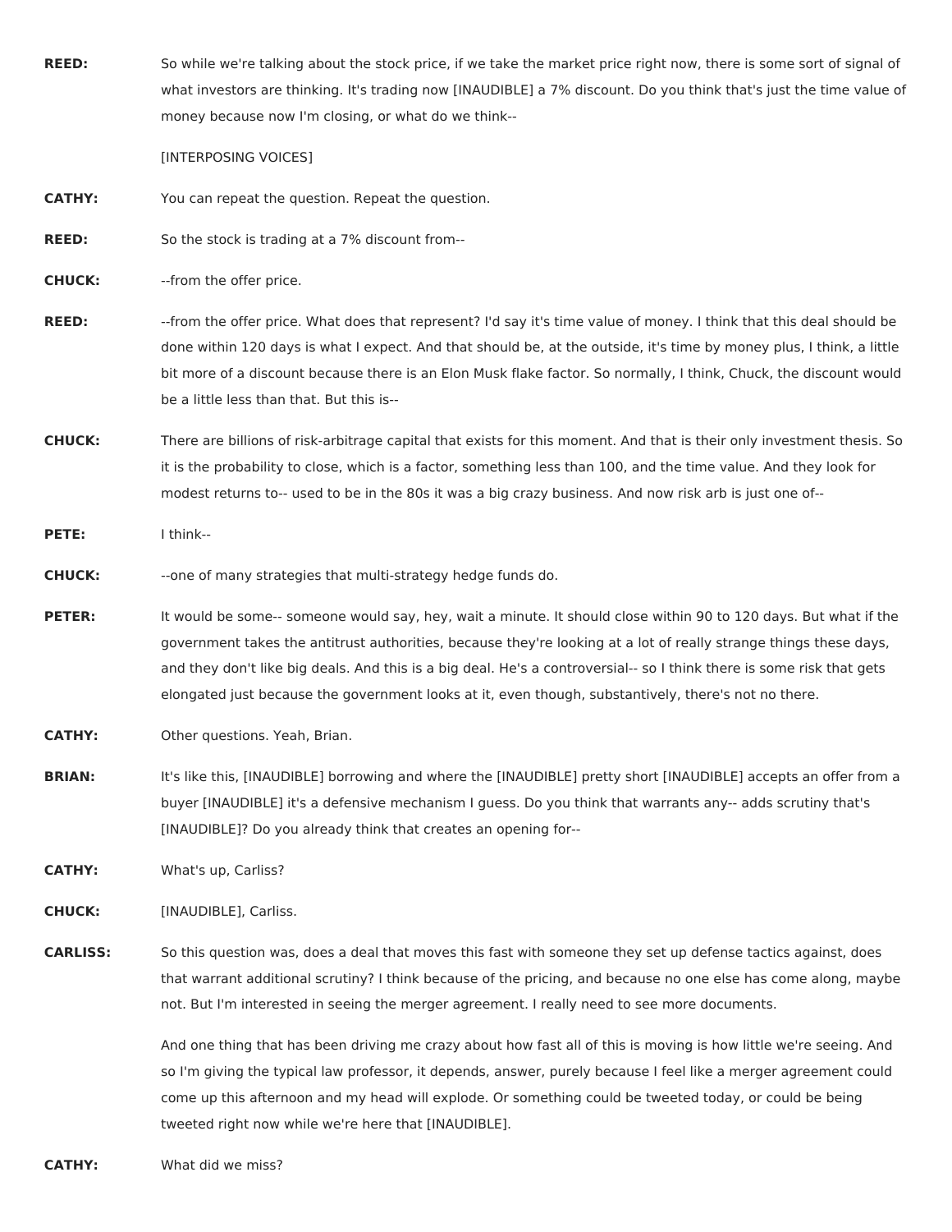**REED:** So while we're talking about the stock price, if we take the market price right now, there is some sort of signal of what investors are thinking. It's trading now [INAUDIBLE] a 7% discount. Do you think that's just the time value of money because now I'm closing, or what do we think--

[INTERPOSING VOICES]

**CATHY:** You can repeat the question. Repeat the question.

**REED:** So the stock is trading at a 7% discount from--

**CHUCK:** --from the offer price.

**REED:** --from the offer price. What does that represent? I'd say it's time value of money. I think that this deal should be done within 120 days is what I expect. And that should be, at the outside, it's time by money plus, I think, a little bit more of a discount because there is an Elon Musk flake factor. So normally, I think, Chuck, the discount would be a little less than that. But this is--

**CHUCK:** There are billions of risk-arbitrage capital that exists for this moment. And that is their only investment thesis. So it is the probability to close, which is a factor, something less than 100, and the time value. And they look for modest returns to-- used to be in the 80s it was a big crazy business. And now risk arb is just one of--

**PETE:** I think--

**CHUCK:** --one of many strategies that multi-strategy hedge funds do.

**PETER:** It would be some-- someone would say, hey, wait a minute. It should close within 90 to 120 days. But what if the government takes the antitrust authorities, because they're looking at a lot of really strange things these days, and they don't like big deals. And this is a big deal. He's a controversial-- so I think there is some risk that gets elongated just because the government looks at it, even though, substantively, there's not no there.

**CATHY:** Other questions. Yeah, Brian.

**BRIAN:** It's like this, [INAUDIBLE] borrowing and where the [INAUDIBLE] pretty short [INAUDIBLE] accepts an offer from a buyer [INAUDIBLE] it's a defensive mechanism I guess. Do you think that warrants any-- adds scrutiny that's [INAUDIBLE]? Do you already think that creates an opening for--

**CATHY:** What's up, Carliss?

**CHUCK:** [INAUDIBLE], Carliss.

**CARLISS:** So this question was, does a deal that moves this fast with someone they set up defense tactics against, does that warrant additional scrutiny? I think because of the pricing, and because no one else has come along, maybe not. But I'm interested in seeing the merger agreement. I really need to see more documents.

And one thing that has been driving me crazy about how fast all of this is moving is how little we're seeing. And so I'm giving the typical law professor, it depends, answer, purely because I feel like a merger agreement could come up this afternoon and my head will explode. Or something could be tweeted today, or could be being tweeted right now while we're here that [INAUDIBLE].

**CATHY:** What did we miss?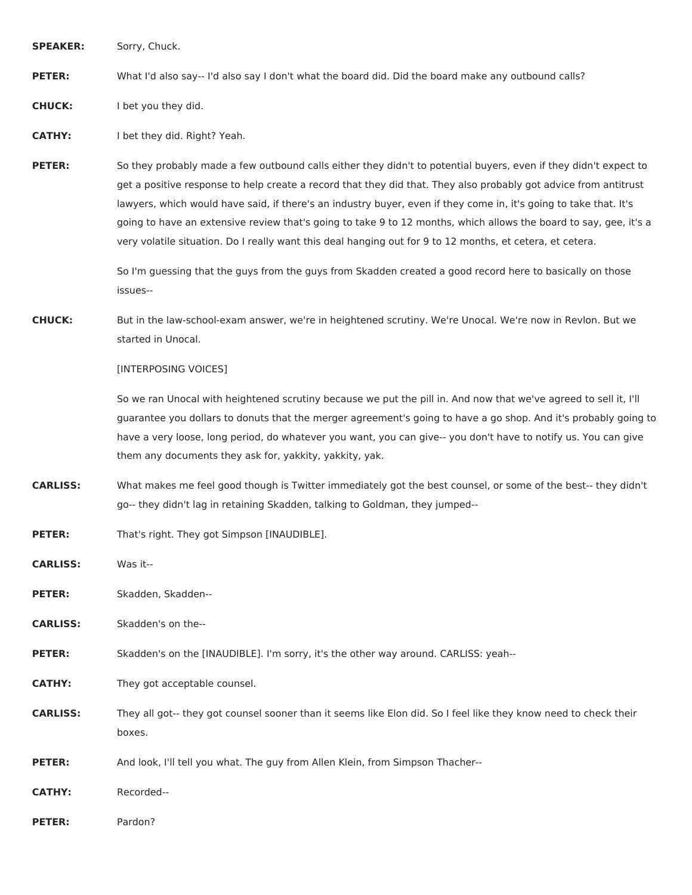**SPEAKER:** Sorry, Chuck.

**PETER:** What I'd also say-- I'd also say I don't what the board did. Did the board make any outbound calls?

**CHUCK:** I bet you they did.

**CATHY:** I bet they did. Right? Yeah.

**PETER:** So they probably made a few outbound calls either they didn't to potential buyers, even if they didn't expect to get a positive response to help create a record that they did that. They also probably got advice from antitrust lawyers, which would have said, if there's an industry buyer, even if they come in, it's going to take that. It's going to have an extensive review that's going to take 9 to 12 months, which allows the board to say, gee, it's a very volatile situation. Do I really want this deal hanging out for 9 to 12 months, et cetera, et cetera.

So I'm guessing that the guys from the guys from Skadden created a good record here to basically on those issues--

**CHUCK:** But in the law-school-exam answer, we're in heightened scrutiny. We're Unocal. We're now in Revlon. But we started in Unocal.

[INTERPOSING VOICES]

So we ran Unocal with heightened scrutiny because we put the pill in. And now that we've agreed to sell it, I'll guarantee you dollars to donuts that the merger agreement's going to have a go shop. And it's probably going to have a very loose, long period, do whatever you want, you can give-- you don't have to notify us. You can give them any documents they ask for, yakkity, yakkity, yak.

**CARLISS:** What makes me feel good though is Twitter immediately got the best counsel, or some of the best-- they didn't go-- they didn't lag in retaining Skadden, talking to Goldman, they jumped--

**PETER:** That's right. They got Simpson [INAUDIBLE].

**CARLISS:** Was it--

**PETER:** Skadden, Skadden--

**CARLISS:** Skadden's on the--

**PETER:** Skadden's on the [INAUDIBLE]. I'm sorry, it's the other way around. CARLISS: yeah--

**CATHY:** They got acceptable counsel.

**CARLISS:** They all got-- they got counsel sooner than it seems like Elon did. So I feel like they know need to check their boxes.

**PETER:** And look, I'll tell you what. The guy from Allen Klein, from Simpson Thacher--

**CATHY:** Recorded--

**PETER:** Pardon?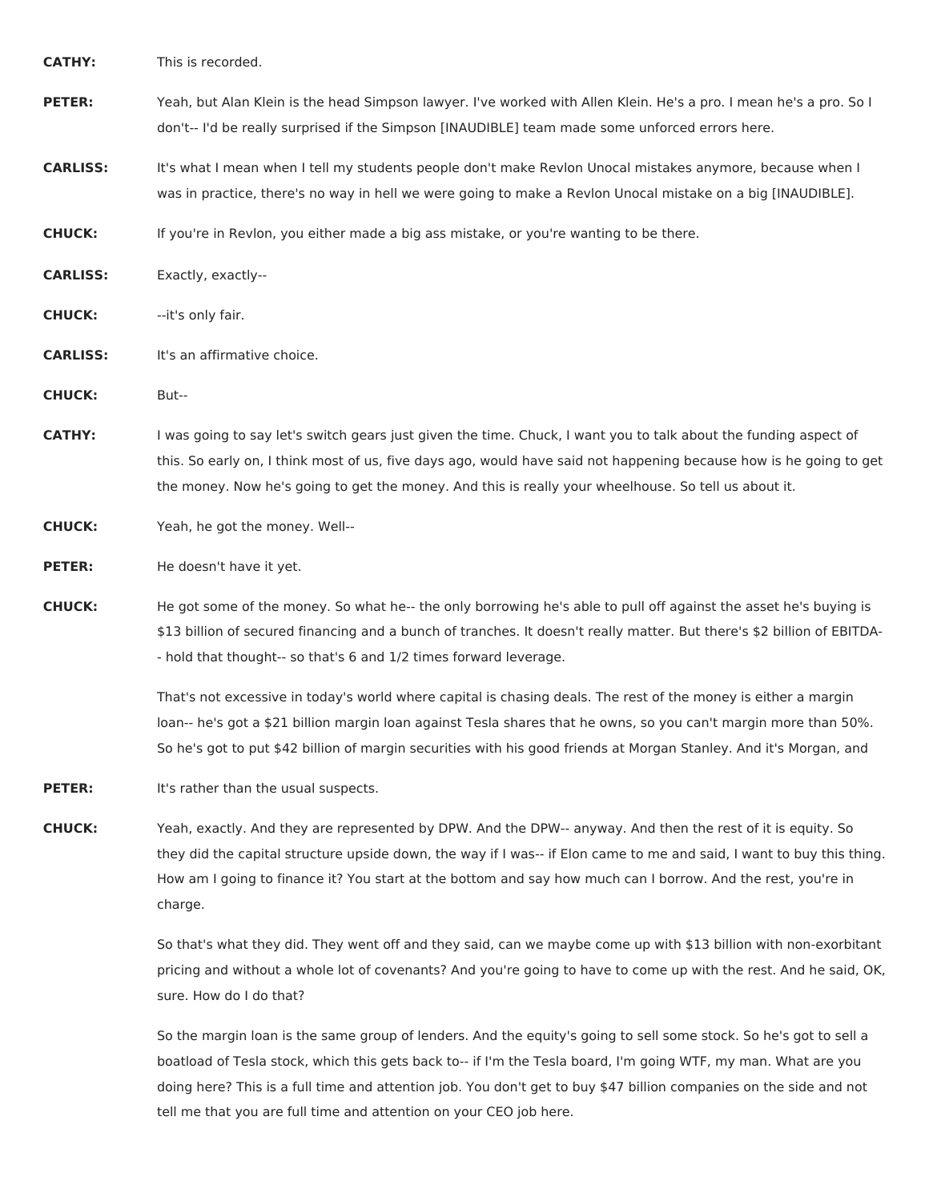**CATHY:** This is recorded.

**PETER:** Yeah, but Alan Klein is the head Simpson lawyer. I've worked with Allen Klein. He's a pro. I mean he's a pro. So I don't-- I'd be really surprised if the Simpson [INAUDIBLE] team made some unforced errors here.

**CARLISS:** It's what I mean when I tell my students people don't make Revlon Unocal mistakes anymore, because when I was in practice, there's no way in hell we were going to make a Revlon Unocal mistake on a big [INAUDIBLE].

**CHUCK:** If you're in Revlon, you either made a big ass mistake, or you're wanting to be there.

**CARLISS:** Exactly, exactly--

**CHUCK:** --it's only fair.

**CARLISS:** It's an affirmative choice.

**CHUCK:** But--

**CATHY:** I was going to say let's switch gears just given the time. Chuck, I want you to talk about the funding aspect of this. So early on, I think most of us, five days ago, would have said not happening because how is he going to get the money. Now he's going to get the money. And this is really your wheelhouse. So tell us about it.

**CHUCK:** Yeah, he got the money. Well--

**PETER:** He doesn't have it yet.

**CHUCK:** He got some of the money. So what he-- the only borrowing he's able to pull off against the asset he's buying is $13 billion of secured financing and a bunch of tranches. It doesn't really matter. But there's $2 billion of EBITDA-- hold that thought-- so that's 6 and 1/2 times forward leverage.

That's not excessive in today's world where capital is chasing deals. The rest of the money is either a margin loan-- he's got a $21 billion margin loan against Tesla shares that he owns, so you can't margin more than 50%. So he's got to put $42 billion of margin securities with his good friends at Morgan Stanley. And it's Morgan, and

**PETER:** It's rather than the usual suspects.

**CHUCK:** Yeah, exactly. And they are represented by DPW. And the DPW-- anyway. And then the rest of it is equity. So they did the capital structure upside down, the way if I was-- if Elon came to me and said, I want to buy this thing. How am I going to finance it? You start at the bottom and say how much can I borrow. And the rest, you're in charge.

So that's what they did. They went off and they said, can we maybe come up with $13 billion with non-exorbitant pricing and without a whole lot of covenants? And you're going to have to come up with the rest. And he said, OK, sure. How do I do that?

So the margin loan is the same group of lenders. And the equity's going to sell some stock. So he's got to sell a boatload of Tesla stock, which this gets back to-- if I'm the Tesla board, I'm going WTF, my man. What are you doing here? This is a full time and attention job. You don't get to buy $47 billion companies on the side and not tell me that you are full time and attention on your CEO job here.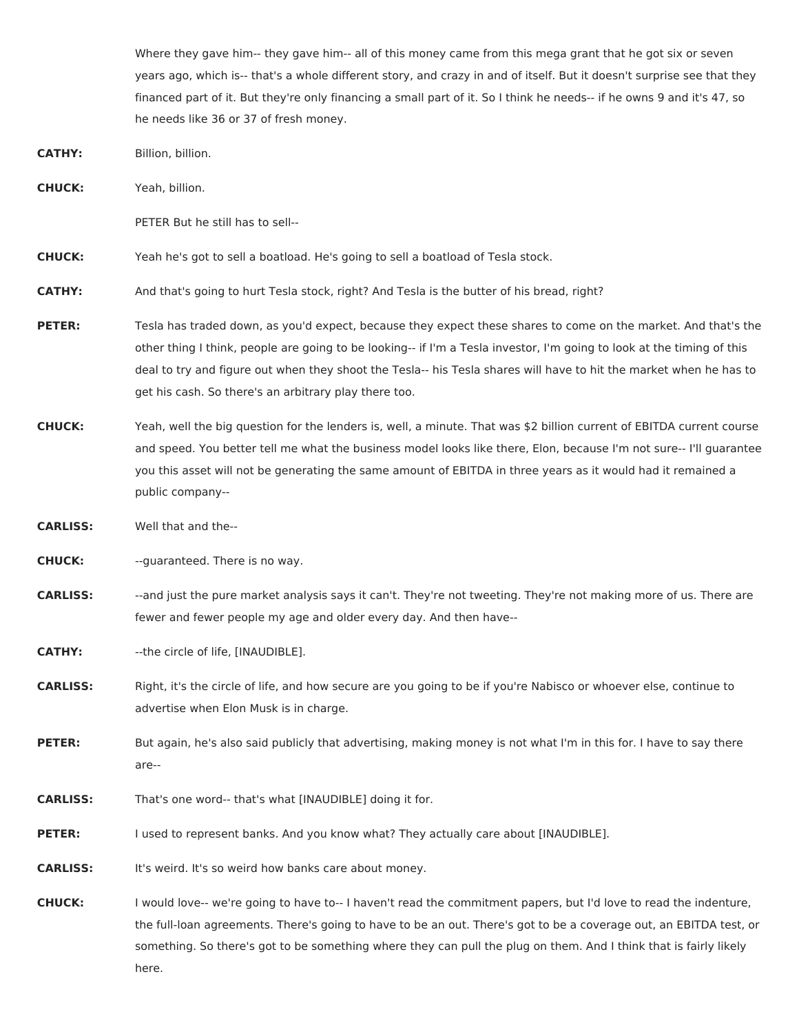Where they gave him-- they gave him-- all of this money came from this mega grant that he got six or seven years ago, which is-- that's a whole different story, and crazy in and of itself. But it doesn't surprise see that they financed part of it. But they're only financing a small part of it. So I think he needs-- if he owns 9 and it's 47, so he needs like 36 or 37 of fresh money.

**CATHY:** Billion, billion.

**CHUCK:** Yeah, billion.

PETER But he still has to sell--

**CHUCK:** Yeah he's got to sell a boatload. He's going to sell a boatload of Tesla stock.

**CATHY:** And that's going to hurt Tesla stock, right? And Tesla is the butter of his bread, right?

**PETER:** Tesla has traded down, as you'd expect, because they expect these shares to come on the market. And that's the other thing I think, people are going to be looking-- if I'm a Tesla investor, I'm going to look at the timing of this deal to try and figure out when they shoot the Tesla-- his Tesla shares will have to hit the market when he has to get his cash. So there's an arbitrary play there too.

**CHUCK:** Yeah, well the big question for the lenders is, well, a minute. That was $2 billion current of EBITDA current course and speed. You better tell me what the business model looks like there, Elon, because I'm not sure-- I'll guarantee you this asset will not be generating the same amount of EBITDA in three years as it would had it remained a public company--

**CARLISS:** Well that and the--

**CHUCK:** --guaranteed. There is no way.

**CARLISS:** --and just the pure market analysis says it can't. They're not tweeting. They're not making more of us. There are fewer and fewer people my age and older every day. And then have--

**CATHY:** --the circle of life, [INAUDIBLE].

**CARLISS:** Right, it's the circle of life, and how secure are you going to be if you're Nabisco or whoever else, continue to advertise when Elon Musk is in charge.

**PETER:** But again, he's also said publicly that advertising, making money is not what I'm in this for. I have to say there are--

**CARLISS:** That's one word-- that's what [INAUDIBLE] doing it for.

**PETER:** I used to represent banks. And you know what? They actually care about [INAUDIBLE].

**CARLISS:** It's weird. It's so weird how banks care about money.

**CHUCK:** I would love-- we're going to have to-- I haven't read the commitment papers, but I'd love to read the indenture, the full-loan agreements. There's going to have to be an out. There's got to be a coverage out, an EBITDA test, or something. So there's got to be something where they can pull the plug on them. And I think that is fairly likely here.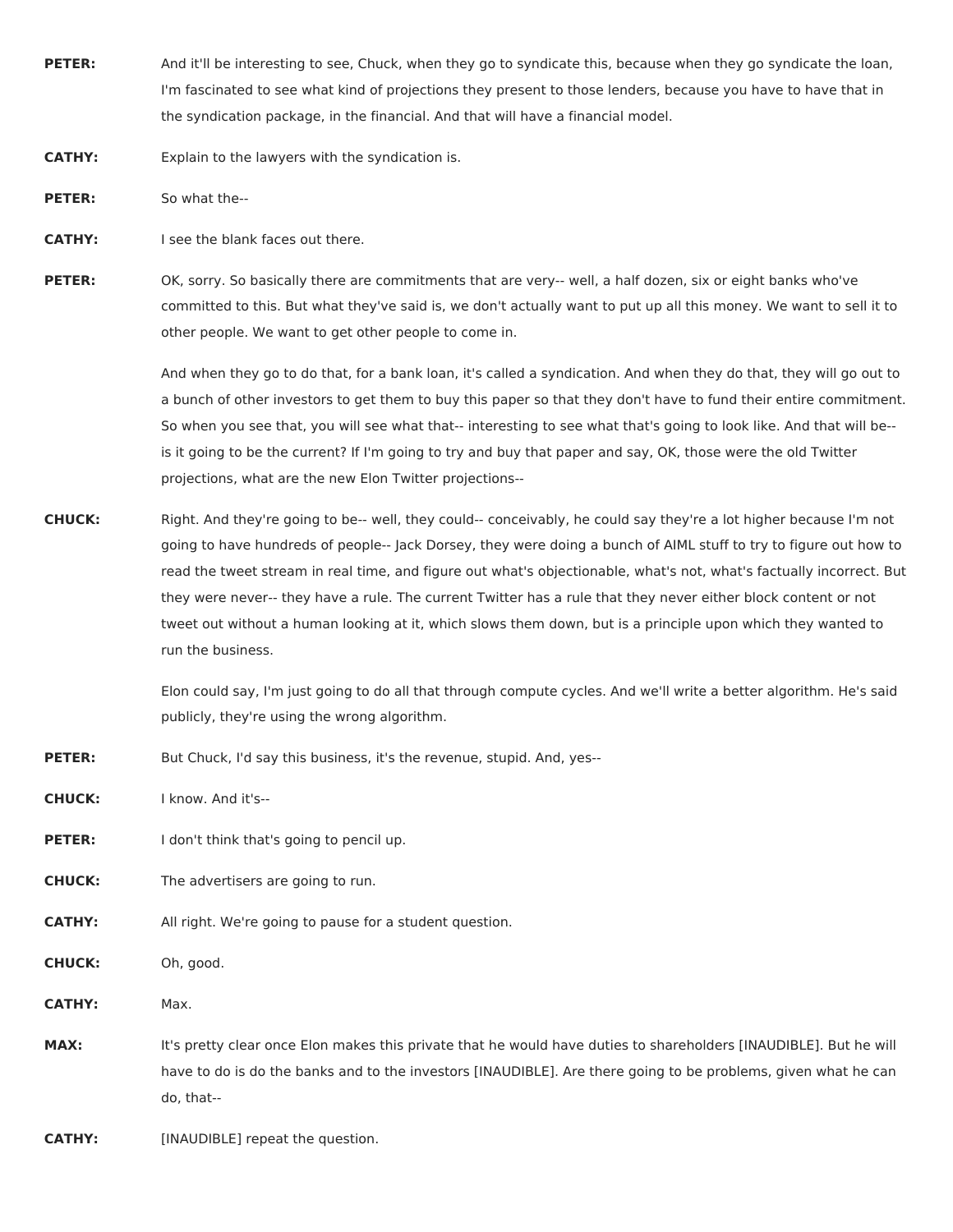**PETER:** And it'll be interesting to see, Chuck, when they go to syndicate this, because when they go syndicate the loan, I'm fascinated to see what kind of projections they present to those lenders, because you have to have that in the syndication package, in the financial. And that will have a financial model.

**CATHY:** Explain to the lawyers with the syndication is.

**PETER:** So what the--

**CATHY:** I see the blank faces out there.

**PETER:** OK, sorry. So basically there are commitments that are very-- well, a half dozen, six or eight banks who've committed to this. But what they've said is, we don't actually want to put up all this money. We want to sell it to other people. We want to get other people to come in.

And when they go to do that, for a bank loan, it's called a syndication. And when they do that, they will go out to a bunch of other investors to get them to buy this paper so that they don't have to fund their entire commitment. So when you see that, you will see what that-- interesting to see what that's going to look like. And that will be-- is it going to be the current? If I'm going to try and buy that paper and say, OK, those were the old Twitter projections, what are the new Elon Twitter projections--

**CHUCK:** Right. And they're going to be-- well, they could-- conceivably, he could say they're a lot higher because I'm not going to have hundreds of people-- Jack Dorsey, they were doing a bunch of AIML stuff to try to figure out how to read the tweet stream in real time, and figure out what's objectionable, what's not, what's factually incorrect. But they were never-- they have a rule. The current Twitter has a rule that they never either block content or not tweet out without a human looking at it, which slows them down, but is a principle upon which they wanted to run the business.

Elon could say, I'm just going to do all that through compute cycles. And we'll write a better algorithm. He's said publicly, they're using the wrong algorithm.

**PETER:** But Chuck, I'd say this business, it's the revenue, stupid. And, yes--

**CHUCK:** I know. And it's--

**PETER:** I don't think that's going to pencil up.

**CHUCK:** The advertisers are going to run.

**CATHY:** All right. We're going to pause for a student question.

**CHUCK:** Oh, good.

**CATHY:** Max.

**MAX:** It's pretty clear once Elon makes this private that he would have duties to shareholders [INAUDIBLE]. But he will have to do is do the banks and to the investors [INAUDIBLE]. Are there going to be problems, given what he can do, that--

**CATHY:** [INAUDIBLE] repeat the question.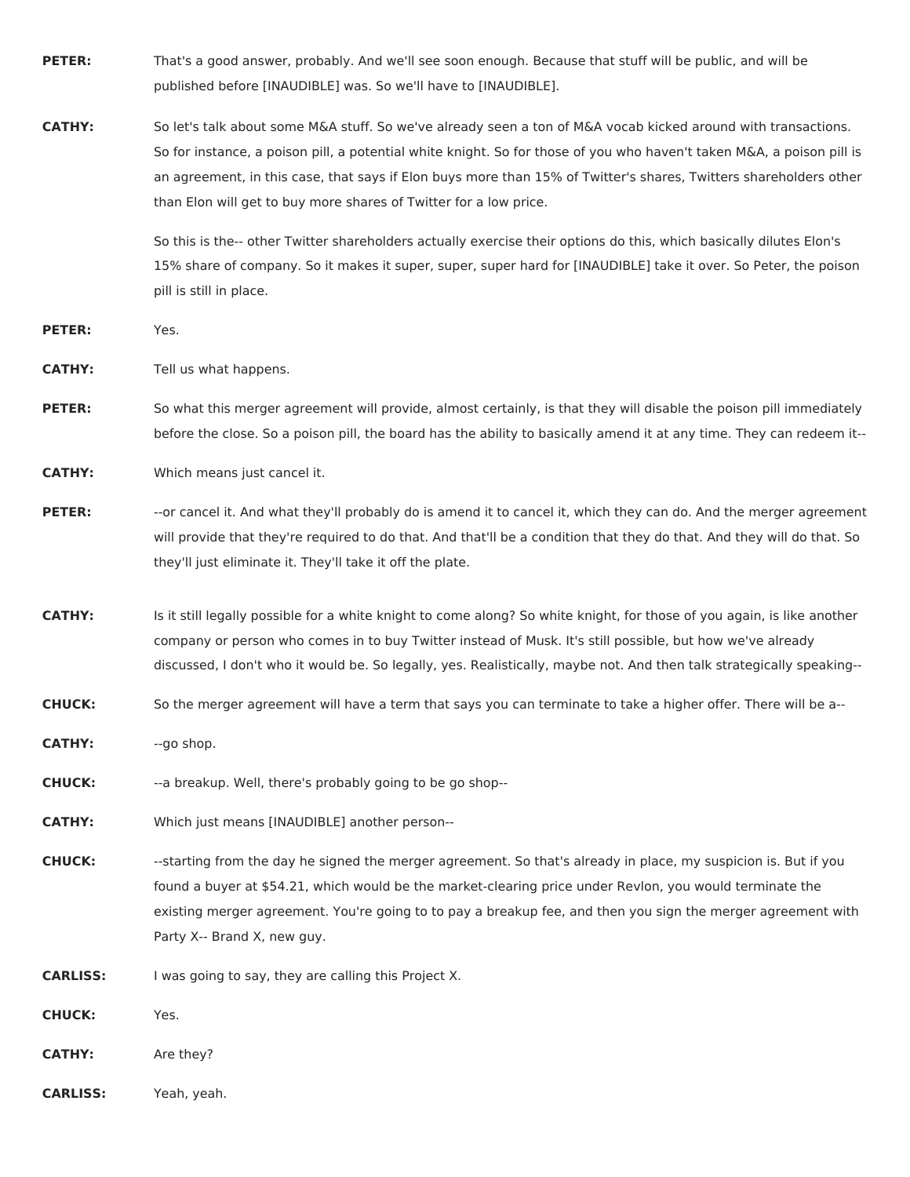**PETER:** That's a good answer, probably. And we'll see soon enough. Because that stuff will be public, and will be published before [INAUDIBLE] was. So we'll have to [INAUDIBLE].

**CATHY:** So let's talk about some M&A stuff. So we've already seen a ton of M&A vocab kicked around with transactions. So for instance, a poison pill, a potential white knight. So for those of you who haven't taken M&A, a poison pill is an agreement, in this case, that says if Elon buys more than 15% of Twitter's shares, Twitters shareholders other than Elon will get to buy more shares of Twitter for a low price.

So this is the-- other Twitter shareholders actually exercise their options do this, which basically dilutes Elon's 15% share of company. So it makes it super, super, super hard for [INAUDIBLE] take it over. So Peter, the poison pill is still in place.

**PETER:** Yes.

**CATHY:** Tell us what happens.

**PETER:** So what this merger agreement will provide, almost certainly, is that they will disable the poison pill immediately before the close. So a poison pill, the board has the ability to basically amend it at any time. They can redeem it--

**CATHY:** Which means just cancel it.

**PETER:** --or cancel it. And what they'll probably do is amend it to cancel it, which they can do. And the merger agreement will provide that they're required to do that. And that'll be a condition that they do that. And they will do that. So they'll just eliminate it. They'll take it off the plate.

**CATHY:** Is it still legally possible for a white knight to come along? So white knight, for those of you again, is like another company or person who comes in to buy Twitter instead of Musk. It's still possible, but how we've already discussed, I don't who it would be. So legally, yes. Realistically, maybe not. And then talk strategically speaking--

**CHUCK:** So the merger agreement will have a term that says you can terminate to take a higher offer. There will be a--

**CATHY:** --go shop.

**CHUCK:** --a breakup. Well, there's probably going to be go shop--

**CATHY:** Which just means [INAUDIBLE] another person--

**CHUCK:** --starting from the day he signed the merger agreement. So that's already in place, my suspicion is. But if you found a buyer at $54.21, which would be the market-clearing price under Revlon, you would terminate the existing merger agreement. You're going to to pay a breakup fee, and then you sign the merger agreement with Party X-- Brand X, new guy.

**CARLISS:** I was going to say, they are calling this Project X.

**CHUCK:** Yes.

**CATHY:** Are they?

**CARLISS:** Yeah, yeah.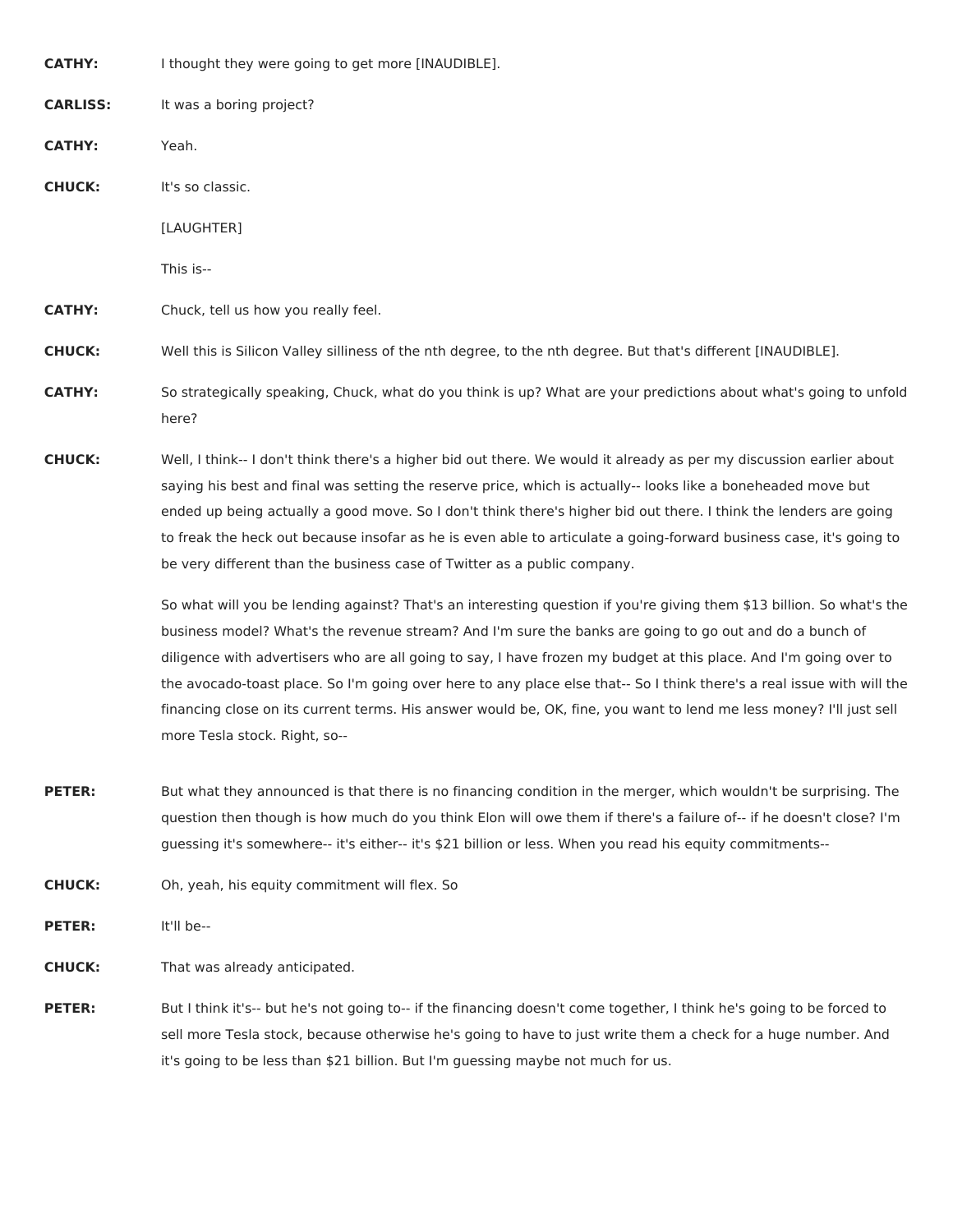**CATHY:** I thought they were going to get more [INAUDIBLE].

**CARLISS:** It was a boring project?

**CATHY:** Yeah.

**CHUCK:** It's so classic.

[LAUGHTER]

This is--

**CATHY:** Chuck, tell us how you really feel.

**CHUCK:** Well this is Silicon Valley silliness of the nth degree, to the nth degree. But that's different [INAUDIBLE].

**CATHY:** So strategically speaking, Chuck, what do you think is up? What are your predictions about what's going to unfold here?

**CHUCK:** Well, I think-- I don't think there's a higher bid out there. We would it already as per my discussion earlier about saying his best and final was setting the reserve price, which is actually-- looks like a boneheaded move but ended up being actually a good move. So I don't think there's higher bid out there. I think the lenders are going to freak the heck out because insofar as he is even able to articulate a going-forward business case, it's going to be very different than the business case of Twitter as a public company.

So what will you be lending against? That's an interesting question if you're giving them $13 billion. So what's the business model? What's the revenue stream? And I'm sure the banks are going to go out and do a bunch of diligence with advertisers who are all going to say, I have frozen my budget at this place. And I'm going over to the avocado-toast place. So I'm going over here to any place else that-- So I think there's a real issue with will the financing close on its current terms. His answer would be, OK, fine, you want to lend me less money? I'll just sell more Tesla stock. Right, so--

**PETER:** But what they announced is that there is no financing condition in the merger, which wouldn't be surprising. The question then though is how much do you think Elon will owe them if there's a failure of-- if he doesn't close? I'm guessing it's somewhere-- it's either-- it's $21 billion or less. When you read his equity commitments--

**CHUCK:** Oh, yeah, his equity commitment will flex. So

**PETER:** It'll be--

**CHUCK:** That was already anticipated.

**PETER:** But I think it's-- but he's not going to-- if the financing doesn't come together, I think he's going to be forced to sell more Tesla stock, because otherwise he's going to have to just write them a check for a huge number. And it's going to be less than $21 billion. But I'm guessing maybe not much for us.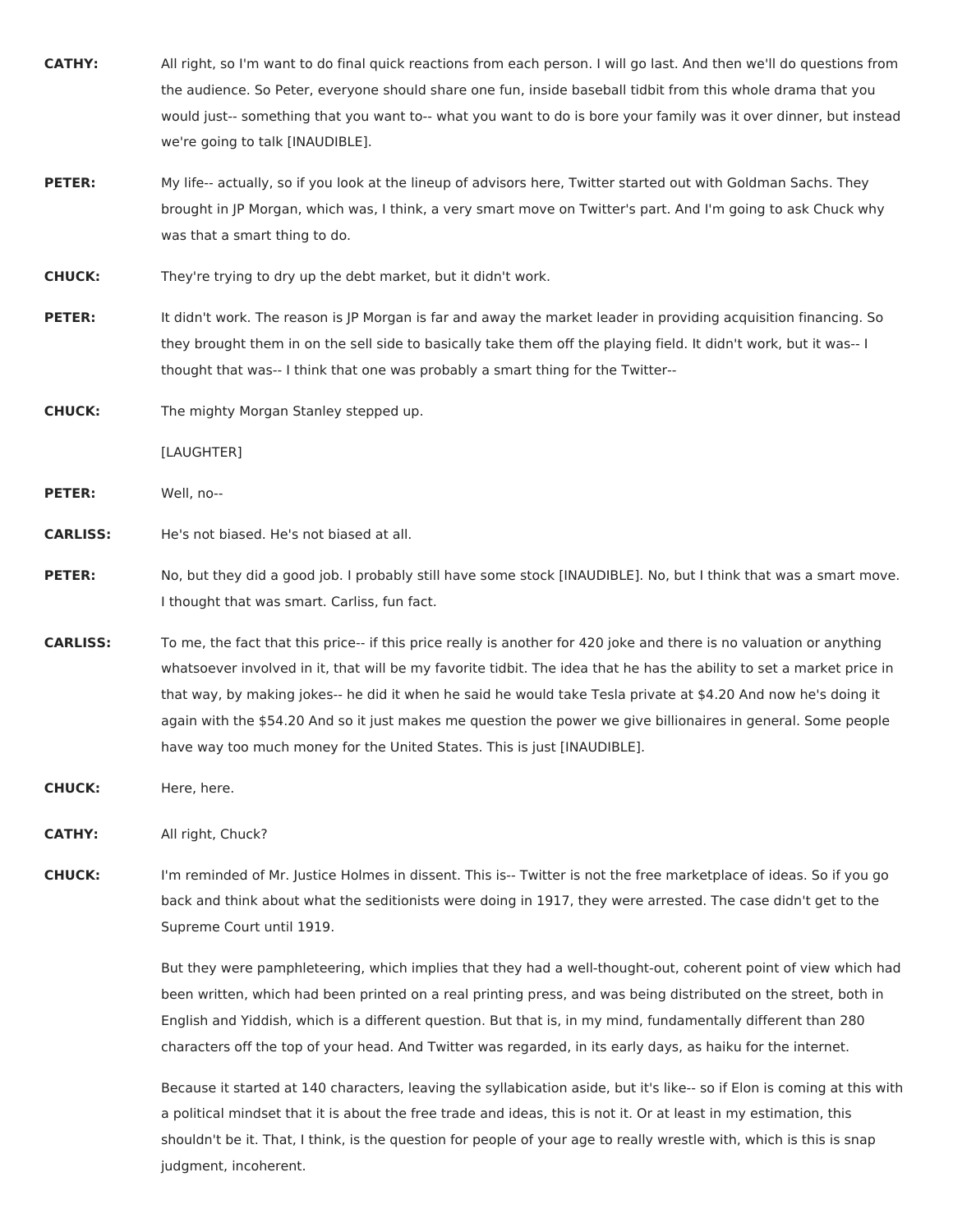**CATHY:** All right, so I'm want to do final quick reactions from each person. I will go last. And then we'll do questions from the audience. So Peter, everyone should share one fun, inside baseball tidbit from this whole drama that you would just-- something that you want to-- what you want to do is bore your family was it over dinner, but instead we're going to talk [INAUDIBLE].

**PETER:** My life-- actually, so if you look at the lineup of advisors here, Twitter started out with Goldman Sachs. They brought in JP Morgan, which was, I think, a very smart move on Twitter's part. And I'm going to ask Chuck why was that a smart thing to do.

**CHUCK:** They're trying to dry up the debt market, but it didn't work.

**PETER:** It didn't work. The reason is JP Morgan is far and away the market leader in providing acquisition financing. So they brought them in on the sell side to basically take them off the playing field. It didn't work, but it was-- I thought that was-- I think that one was probably a smart thing for the Twitter--

**CHUCK:** The mighty Morgan Stanley stepped up.

[LAUGHTER]

**PETER:** Well, no--

**CARLISS:** He's not biased. He's not biased at all.

**PETER:** No, but they did a good job. I probably still have some stock [INAUDIBLE]. No, but I think that was a smart move. I thought that was smart. Carliss, fun fact.

**CARLISS:** To me, the fact that this price-- if this price really is another for 420 joke and there is no valuation or anything whatsoever involved in it, that will be my favorite tidbit. The idea that he has the ability to set a market price in that way, by making jokes-- he did it when he said he would take Tesla private at $4.20 And now he's doing it again with the $54.20 And so it just makes me question the power we give billionaires in general. Some people have way too much money for the United States. This is just [INAUDIBLE].

**CHUCK:** Here, here.

**CATHY:** All right, Chuck?

**CHUCK:** I'm reminded of Mr. Justice Holmes in dissent. This is-- Twitter is not the free marketplace of ideas. So if you go back and think about what the seditionists were doing in 1917, they were arrested. The case didn't get to the Supreme Court until 1919.

But they were pamphleteering, which implies that they had a well-thought-out, coherent point of view which had been written, which had been printed on a real printing press, and was being distributed on the street, both in English and Yiddish, which is a different question. But that is, in my mind, fundamentally different than 280 characters off the top of your head. And Twitter was regarded, in its early days, as haiku for the internet.

Because it started at 140 characters, leaving the syllabication aside, but it's like-- so if Elon is coming at this with a political mindset that it is about the free trade and ideas, this is not it. Or at least in my estimation, this shouldn't be it. That, I think, is the question for people of your age to really wrestle with, which is this is snap judgment, incoherent.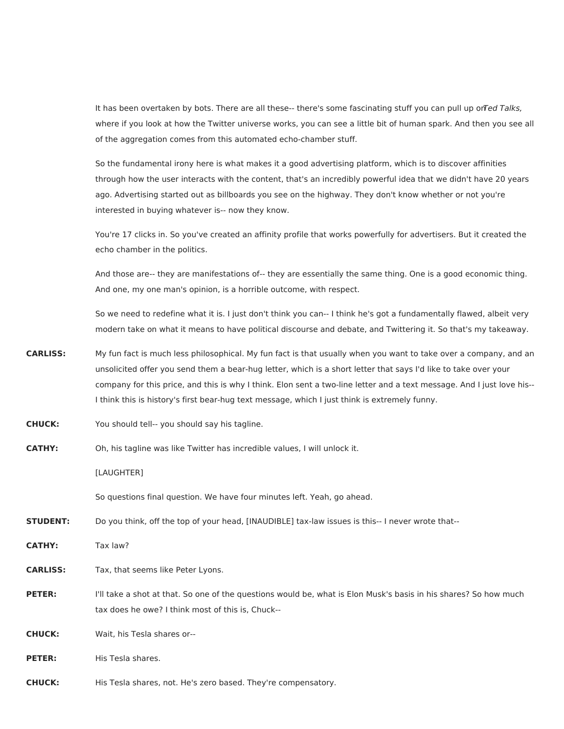It has been overtaken by bots. There are all these-- there's some fascinating stuff you can pull up on *Ted Talks,* where if you look at how the Twitter universe works, you can see a little bit of human spark. And then you see all of the aggregation comes from this automated echo-chamber stuff.

So the fundamental irony here is what makes it a good advertising platform, which is to discover affinities through how the user interacts with the content, that's an incredibly powerful idea that we didn't have 20 years ago. Advertising started out as billboards you see on the highway. They don't know whether or not you're interested in buying whatever is-- now they know.

You're 17 clicks in. So you've created an affinity profile that works powerfully for advertisers. But it created the echo chamber in the politics.

And those are-- they are manifestations of-- they are essentially the same thing. One is a good economic thing. And one, my one man's opinion, is a horrible outcome, with respect.

So we need to redefine what it is. I just don't think you can-- I think he's got a fundamentally flawed, albeit very modern take on what it means to have political discourse and debate, and Twittering it. So that's my takeaway.

**CARLISS:** My fun fact is much less philosophical. My fun fact is that usually when you want to take over a company, and an unsolicited offer you send them a bear-hug letter, which is a short letter that says I'd like to take over your company for this price, and this is why I think. Elon sent a two-line letter and a text message. And I just love his-- I think this is history's first bear-hug text message, which I just think is extremely funny.

**CHUCK:** You should tell-- you should say his tagline.

**CATHY:** Oh, his tagline was like Twitter has incredible values, I will unlock it.

[LAUGHTER]

So questions final question. We have four minutes left. Yeah, go ahead.

**STUDENT:** Do you think, off the top of your head, [INAUDIBLE] tax-law issues is this-- I never wrote that--

**CATHY:** Tax law?

**CARLISS:** Tax, that seems like Peter Lyons.

**PETER:** I'll take a shot at that. So one of the questions would be, what is Elon Musk's basis in his shares? So how much tax does he owe? I think most of this is, Chuck--

**CHUCK:** Wait, his Tesla shares or--

**PETER:** His Tesla shares.

**CHUCK:** His Tesla shares, not. He's zero based. They're compensatory.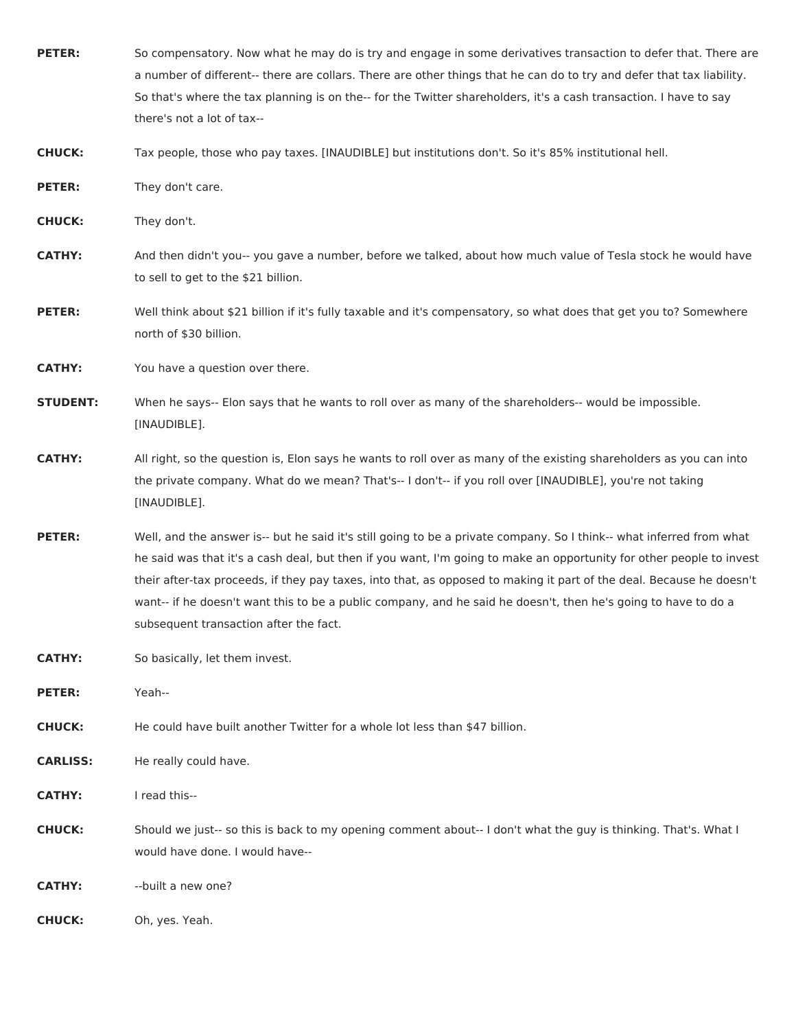**PETER:** So compensatory. Now what he may do is try and engage in some derivatives transaction to defer that. There are a number of different-- there are collars. There are other things that he can do to try and defer that tax liability. So that's where the tax planning is on the-- for the Twitter shareholders, it's a cash transaction. I have to say there's not a lot of tax--

**CHUCK:** Tax people, those who pay taxes. [INAUDIBLE] but institutions don't. So it's 85% institutional hell.

**PETER:** They don't care.

**CHUCK:** They don't.

**CATHY:** And then didn't you-- you gave a number, before we talked, about how much value of Tesla stock he would have to sell to get to the $21 billion.

**PETER:** Well think about $21 billion if it's fully taxable and it's compensatory, so what does that get you to? Somewhere north of $30 billion.

**CATHY:** You have a question over there.

**STUDENT:** When he says-- Elon says that he wants to roll over as many of the shareholders-- would be impossible. [INAUDIBLE].

**CATHY:** All right, so the question is, Elon says he wants to roll over as many of the existing shareholders as you can into the private company. What do we mean? That's-- I don't-- if you roll over [INAUDIBLE], you're not taking [INAUDIBLE].

**PETER:** Well, and the answer is-- but he said it's still going to be a private company. So I think-- what inferred from what he said was that it's a cash deal, but then if you want, I'm going to make an opportunity for other people to invest their after-tax proceeds, if they pay taxes, into that, as opposed to making it part of the deal. Because he doesn't want-- if he doesn't want this to be a public company, and he said he doesn't, then he's going to have to do a subsequent transaction after the fact.

**CATHY:** So basically, let them invest.

**PETER:** Yeah--

**CHUCK:** He could have built another Twitter for a whole lot less than $47 billion.

**CARLISS:** He really could have.

**CATHY:** I read this--

**CHUCK:** Should we just-- so this is back to my opening comment about-- I don't what the guy is thinking. That's. What I would have done. I would have--

**CATHY:** --built a new one?

**CHUCK:** Oh, yes. Yeah.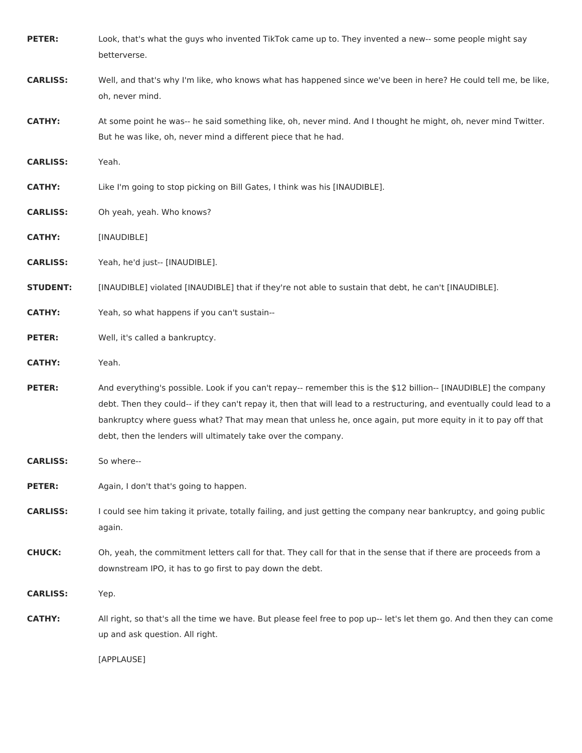**PETER:** Look, that's what the guys who invented TikTok came up to. They invented a new-- some people might say betterverse.

**CARLISS:** Well, and that's why I'm like, who knows what has happened since we've been in here? He could tell me, be like, oh, never mind.

**CATHY:** At some point he was-- he said something like, oh, never mind. And I thought he might, oh, never mind Twitter. But he was like, oh, never mind a different piece that he had.

**CARLISS:** Yeah.

**CATHY:** Like I'm going to stop picking on Bill Gates, I think was his [INAUDIBLE].

**CARLISS:** Oh yeah, yeah. Who knows?

**CATHY:** [INAUDIBLE]

**CARLISS:** Yeah, he'd just-- [INAUDIBLE].

**STUDENT:** [INAUDIBLE] violated [INAUDIBLE] that if they're not able to sustain that debt, he can't [INAUDIBLE].

**CATHY:** Yeah, so what happens if you can't sustain--

**PETER:** Well, it's called a bankruptcy.

**CATHY:** Yeah.

**PETER:** And everything's possible. Look if you can't repay-- remember this is the $12 billion-- [INAUDIBLE] the company debt. Then they could-- if they can't repay it, then that will lead to a restructuring, and eventually could lead to a bankruptcy where guess what? That may mean that unless he, once again, put more equity in it to pay off that debt, then the lenders will ultimately take over the company.

**CARLISS:** So where--

**PETER:** Again, I don't that's going to happen.

**CARLISS:** I could see him taking it private, totally failing, and just getting the company near bankruptcy, and going public again.

**CHUCK:** Oh, yeah, the commitment letters call for that. They call for that in the sense that if there are proceeds from a downstream IPO, it has to go first to pay down the debt.

**CARLISS:** Yep.

**CATHY:** All right, so that's all the time we have. But please feel free to pop up-- let's let them go. And then they can come up and ask question. All right.

[APPLAUSE]